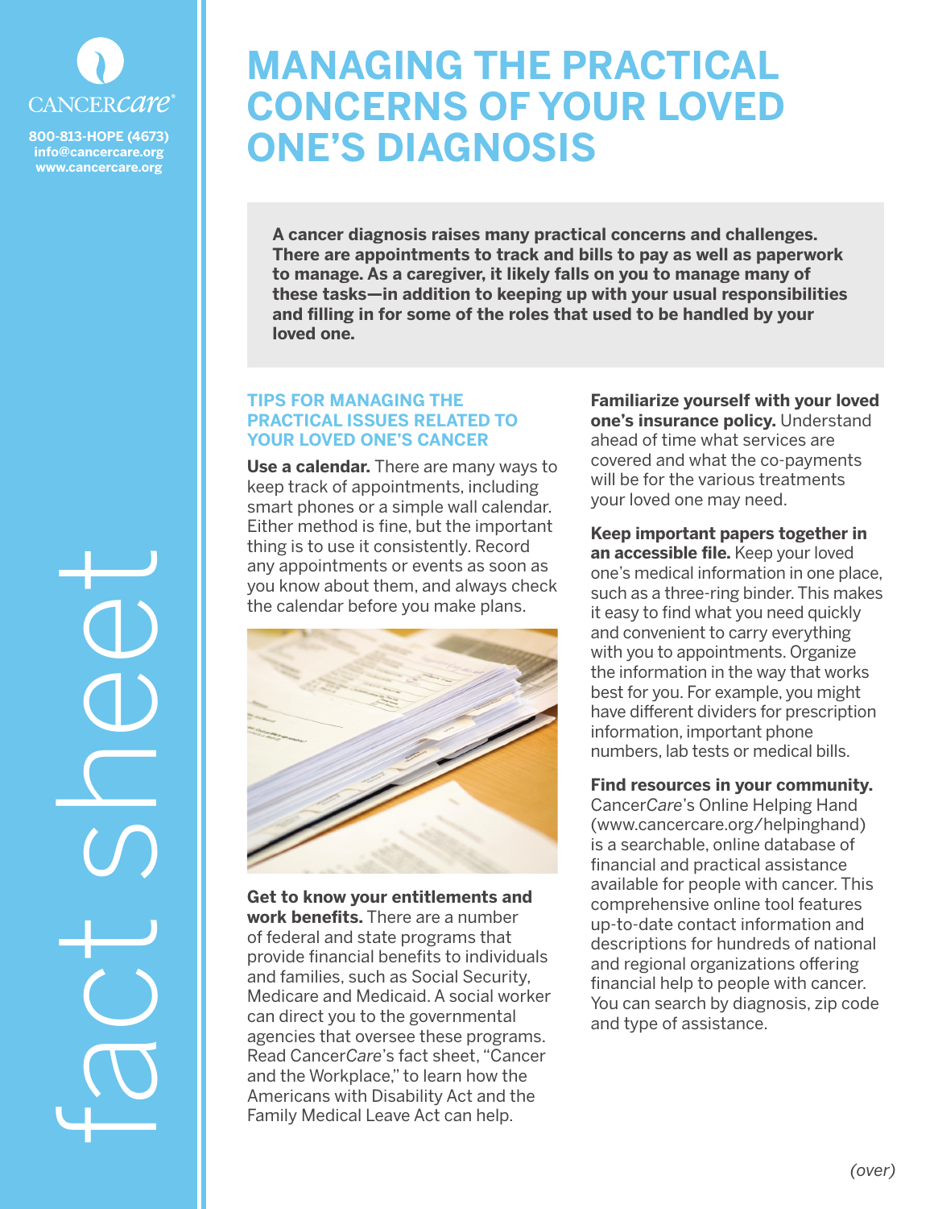CANCERcare®

800-813-HOPE (4673)
info@cancercare.org
www.cancercare.org

fact sheet

# MANAGING THE PRACTICAL CONCERNS OF YOUR LOVED ONE'S DIAGNOSIS

**A cancer diagnosis raises many practical concerns and challenges. There are appointments to track and bills to pay as well as paperwork to manage. As a caregiver, it likely falls on you to manage many of these tasks—in addition to keeping up with your usual responsibilities and filling in for some of the roles that used to be handled by your loved one.**

## TIPS FOR MANAGING THE PRACTICAL ISSUES RELATED TO YOUR LOVED ONE'S CANCER

**Use a calendar.** There are many ways to keep track of appointments, including smart phones or a simple wall calendar. Either method is fine, but the important thing is to use it consistently. Record any appointments or events as soon as you know about them, and always check the calendar before you make plans.

**Get to know your entitlements and work benefits.** There are a number of federal and state programs that provide financial benefits to individuals and families, such as Social Security, Medicare and Medicaid. A social worker can direct you to the governmental agencies that oversee these programs. Read Cancer*Care*'s fact sheet, "Cancer and the Workplace," to learn how the Americans with Disability Act and the Family Medical Leave Act can help.

**Familiarize yourself with your loved one's insurance policy.** Understand ahead of time what services are covered and what the co-payments will be for the various treatments your loved one may need.

**Keep important papers together in an accessible file.** Keep your loved one's medical information in one place, such as a three-ring binder. This makes it easy to find what you need quickly and convenient to carry everything with you to appointments. Organize the information in the way that works best for you. For example, you might have different dividers for prescription information, important phone numbers, lab tests or medical bills.

**Find resources in your community.** Cancer*Care*'s Online Helping Hand (www.cancercare.org/helpinghand) is a searchable, online database of financial and practical assistance available for people with cancer. This comprehensive online tool features up-to-date contact information and descriptions for hundreds of national and regional organizations offering financial help to people with cancer. You can search by diagnosis, zip code and type of assistance.

*(over)*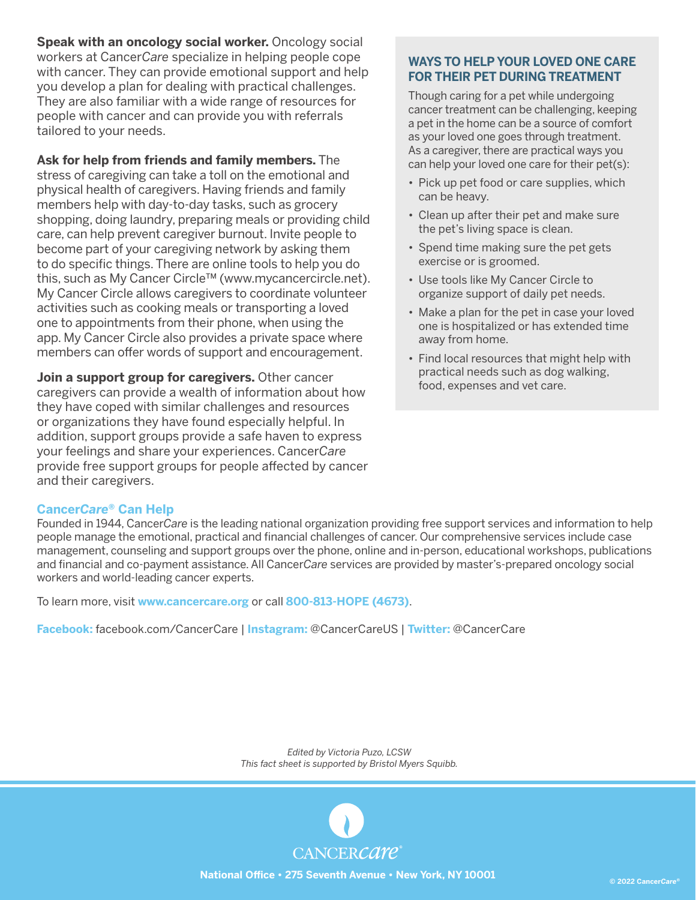**Speak with an oncology social worker.** Oncology social workers at Cancer*Care* specialize in helping people cope with cancer. They can provide emotional support and help you develop a plan for dealing with practical challenges. They are also familiar with a wide range of resources for people with cancer and can provide you with referrals tailored to your needs.

**Ask for help from friends and family members.** The stress of caregiving can take a toll on the emotional and physical health of caregivers. Having friends and family members help with day-to-day tasks, such as grocery shopping, doing laundry, preparing meals or providing child care, can help prevent caregiver burnout. Invite people to become part of your caregiving network by asking them to do specific things. There are online tools to help you do this, such as My Cancer Circle™ (www.mycancercircle.net). My Cancer Circle allows caregivers to coordinate volunteer activities such as cooking meals or transporting a loved one to appointments from their phone, when using the app. My Cancer Circle also provides a private space where members can offer words of support and encouragement.

**Join a support group for caregivers.** Other cancer caregivers can provide a wealth of information about how they have coped with similar challenges and resources or organizations they have found especially helpful. In addition, support groups provide a safe haven to express your feelings and share your experiences. Cancer*Care* provide free support groups for people affected by cancer and their caregivers.

### WAYS TO HELP YOUR LOVED ONE CARE FOR THEIR PET DURING TREATMENT

Though caring for a pet while undergoing cancer treatment can be challenging, keeping a pet in the home can be a source of comfort as your loved one goes through treatment. As a caregiver, there are practical ways you can help your loved one care for their pet(s):

- Pick up pet food or care supplies, which can be heavy.
- Clean up after their pet and make sure the pet's living space is clean.
- Spend time making sure the pet gets exercise or is groomed.
- Use tools like My Cancer Circle to organize support of daily pet needs.
- Make a plan for the pet in case your loved one is hospitalized or has extended time away from home.
- Find local resources that might help with practical needs such as dog walking, food, expenses and vet care.

### Cancer*Care*® Can Help

Founded in 1944, Cancer*Care* is the leading national organization providing free support services and information to help people manage the emotional, practical and financial challenges of cancer. Our comprehensive services include case management, counseling and support groups over the phone, online and in-person, educational workshops, publications and financial and co-payment assistance. All Cancer*Care* services are provided by master's-prepared oncology social workers and world-leading cancer experts.

To learn more, visit **www.cancercare.org** or call **800-813-HOPE (4673)**.

**Facebook:** facebook.com/CancerCare | **Instagram:** @CancerCareUS | **Twitter:** @CancerCare

*Edited by Victoria Puzo, LCSW*
*This fact sheet is supported by Bristol Myers Squibb.*

CANCER*care*®

**National Office • 275 Seventh Avenue • New York, NY 10001**

© 2022 CancerCare®